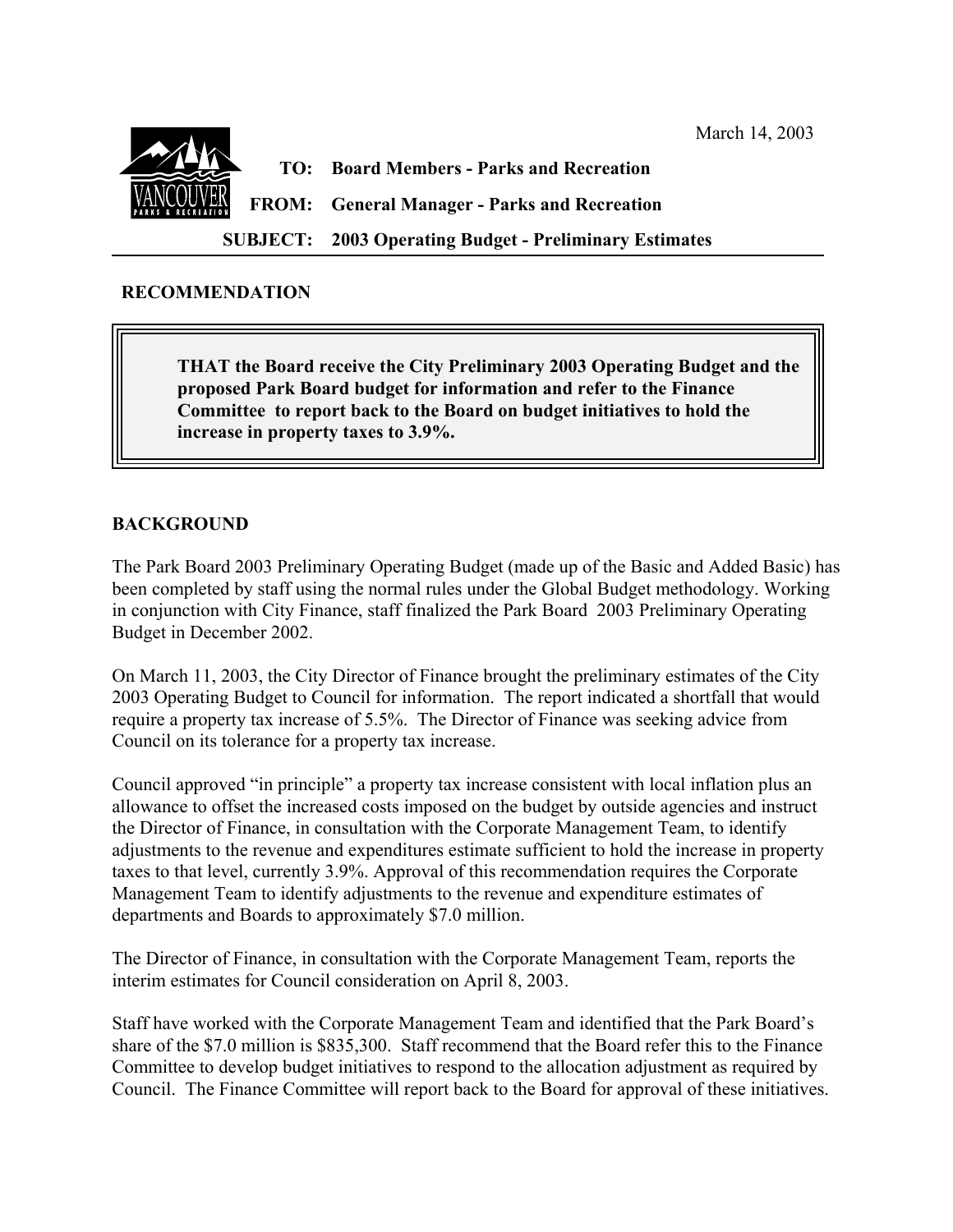March 14, 2003

**TO:** Board Members - Parks and Recreation

**FROM:** General Manager - Parks and Recreation

**SUBJECT:** 2003 Operating Budget - Preliminary Estimates

## RECOMMENDATION

> **THAT the Board receive the City Preliminary 2003 Operating Budget and the proposed Park Board budget for information and refer to the Finance Committee to report back to the Board on budget initiatives to hold the increase in property taxes to 3.9%.**

## BACKGROUND

The Park Board 2003 Preliminary Operating Budget (made up of the Basic and Added Basic) has been completed by staff using the normal rules under the Global Budget methodology. Working in conjunction with City Finance, staff finalized the Park Board 2003 Preliminary Operating Budget in December 2002.

On March 11, 2003, the City Director of Finance brought the preliminary estimates of the City 2003 Operating Budget to Council for information. The report indicated a shortfall that would require a property tax increase of 5.5%. The Director of Finance was seeking advice from Council on its tolerance for a property tax increase.

Council approved "in principle" a property tax increase consistent with local inflation plus an allowance to offset the increased costs imposed on the budget by outside agencies and instruct the Director of Finance, in consultation with the Corporate Management Team, to identify adjustments to the revenue and expenditures estimate sufficient to hold the increase in property taxes to that level, currently 3.9%. Approval of this recommendation requires the Corporate Management Team to identify adjustments to the revenue and expenditure estimates of departments and Boards to approximately $7.0 million.

The Director of Finance, in consultation with the Corporate Management Team, reports the interim estimates for Council consideration on April 8, 2003.

Staff have worked with the Corporate Management Team and identified that the Park Board's share of the $7.0 million is $835,300. Staff recommend that the Board refer this to the Finance Committee to develop budget initiatives to respond to the allocation adjustment as required by Council. The Finance Committee will report back to the Board for approval of these initiatives.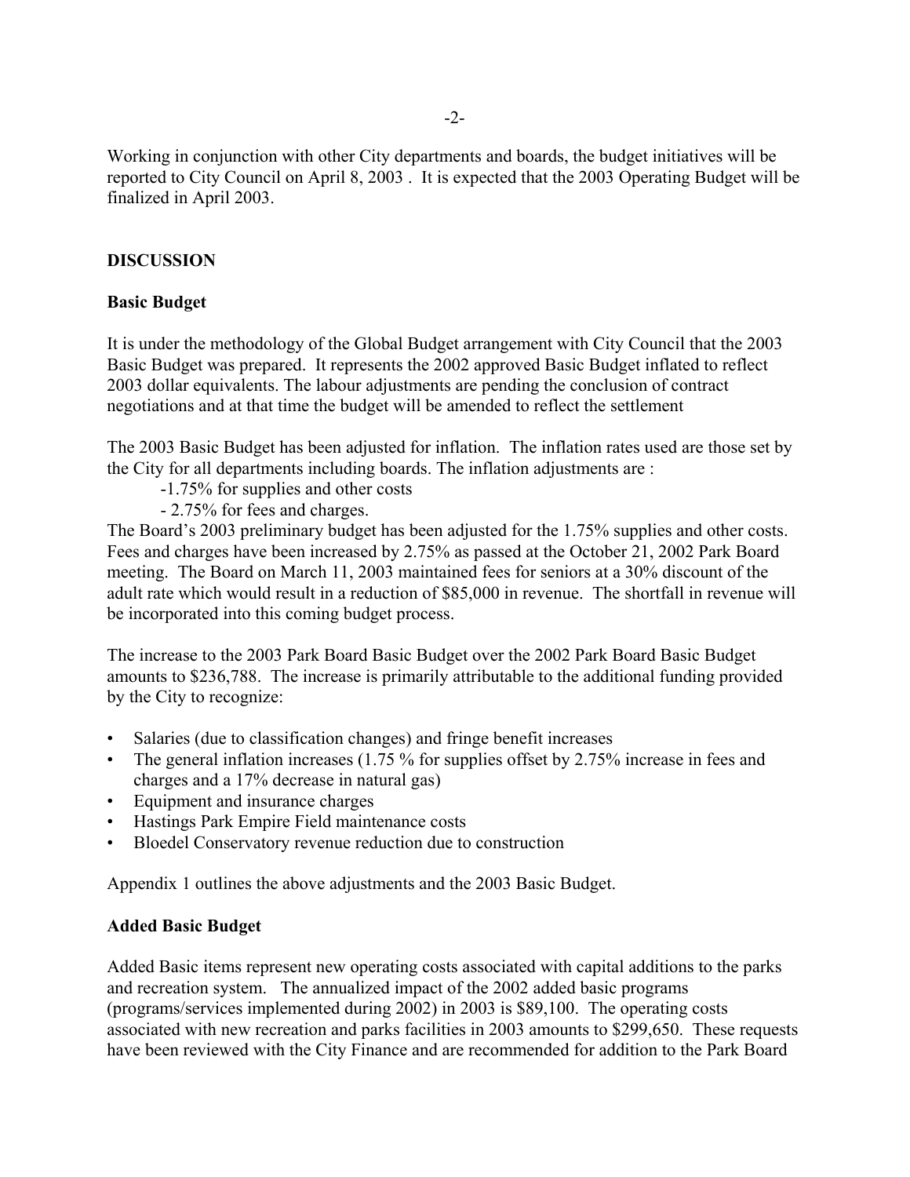Working in conjunction with other City departments and boards, the budget initiatives will be reported to City Council on April 8, 2003 . It is expected that the 2003 Operating Budget will be finalized in April 2003.

## DISCUSSION

### Basic Budget

It is under the methodology of the Global Budget arrangement with City Council that the 2003 Basic Budget was prepared. It represents the 2002 approved Basic Budget inflated to reflect 2003 dollar equivalents. The labour adjustments are pending the conclusion of contract negotiations and at that time the budget will be amended to reflect the settlement

The 2003 Basic Budget has been adjusted for inflation. The inflation rates used are those set by the City for all departments including boards. The inflation adjustments are :

- -1.75% for supplies and other costs
- - 2.75% for fees and charges.

The Board's 2003 preliminary budget has been adjusted for the 1.75% supplies and other costs. Fees and charges have been increased by 2.75% as passed at the October 21, 2002 Park Board meeting. The Board on March 11, 2003 maintained fees for seniors at a 30% discount of the adult rate which would result in a reduction of $85,000 in revenue. The shortfall in revenue will be incorporated into this coming budget process.

The increase to the 2003 Park Board Basic Budget over the 2002 Park Board Basic Budget amounts to $236,788. The increase is primarily attributable to the additional funding provided by the City to recognize:

- Salaries (due to classification changes) and fringe benefit increases
- The general inflation increases (1.75 % for supplies offset by 2.75% increase in fees and charges and a 17% decrease in natural gas)
- Equipment and insurance charges
- Hastings Park Empire Field maintenance costs
- Bloedel Conservatory revenue reduction due to construction

Appendix 1 outlines the above adjustments and the 2003 Basic Budget.

### Added Basic Budget

Added Basic items represent new operating costs associated with capital additions to the parks and recreation system. The annualized impact of the 2002 added basic programs (programs/services implemented during 2002) in 2003 is $89,100. The operating costs associated with new recreation and parks facilities in 2003 amounts to $299,650. These requests have been reviewed with the City Finance and are recommended for addition to the Park Board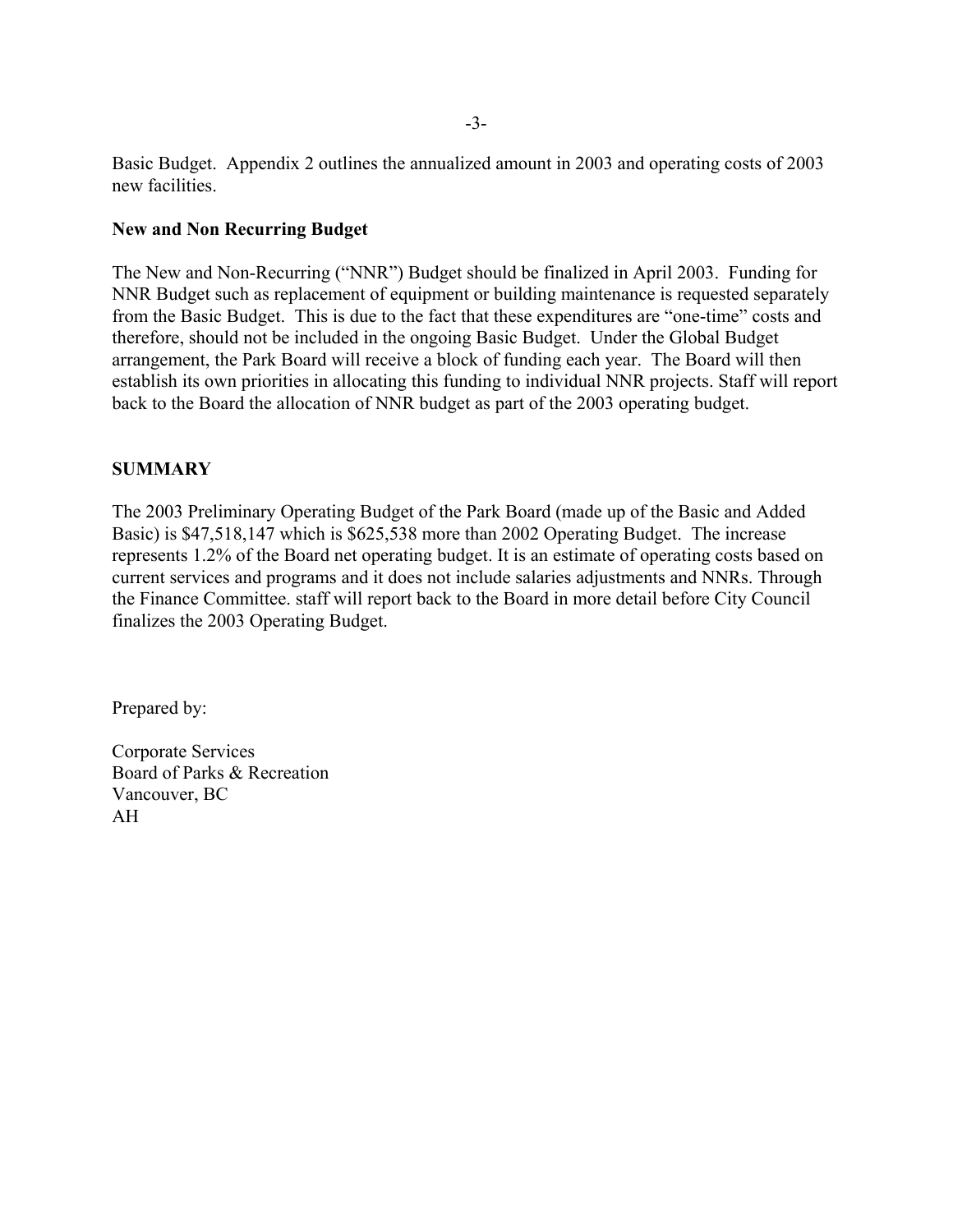Basic Budget. Appendix 2 outlines the annualized amount in 2003 and operating costs of 2003 new facilities.

**New and Non Recurring Budget**

The New and Non-Recurring ("NNR") Budget should be finalized in April 2003. Funding for NNR Budget such as replacement of equipment or building maintenance is requested separately from the Basic Budget. This is due to the fact that these expenditures are "one-time" costs and therefore, should not be included in the ongoing Basic Budget. Under the Global Budget arrangement, the Park Board will receive a block of funding each year. The Board will then establish its own priorities in allocating this funding to individual NNR projects. Staff will report back to the Board the allocation of NNR budget as part of the 2003 operating budget.

**SUMMARY**

The 2003 Preliminary Operating Budget of the Park Board (made up of the Basic and Added Basic) is $47,518,147 which is $625,538 more than 2002 Operating Budget. The increase represents 1.2% of the Board net operating budget. It is an estimate of operating costs based on current services and programs and it does not include salaries adjustments and NNRs. Through the Finance Committee. staff will report back to the Board in more detail before City Council finalizes the 2003 Operating Budget.

Prepared by:

Corporate Services
Board of Parks & Recreation
Vancouver, BC
AH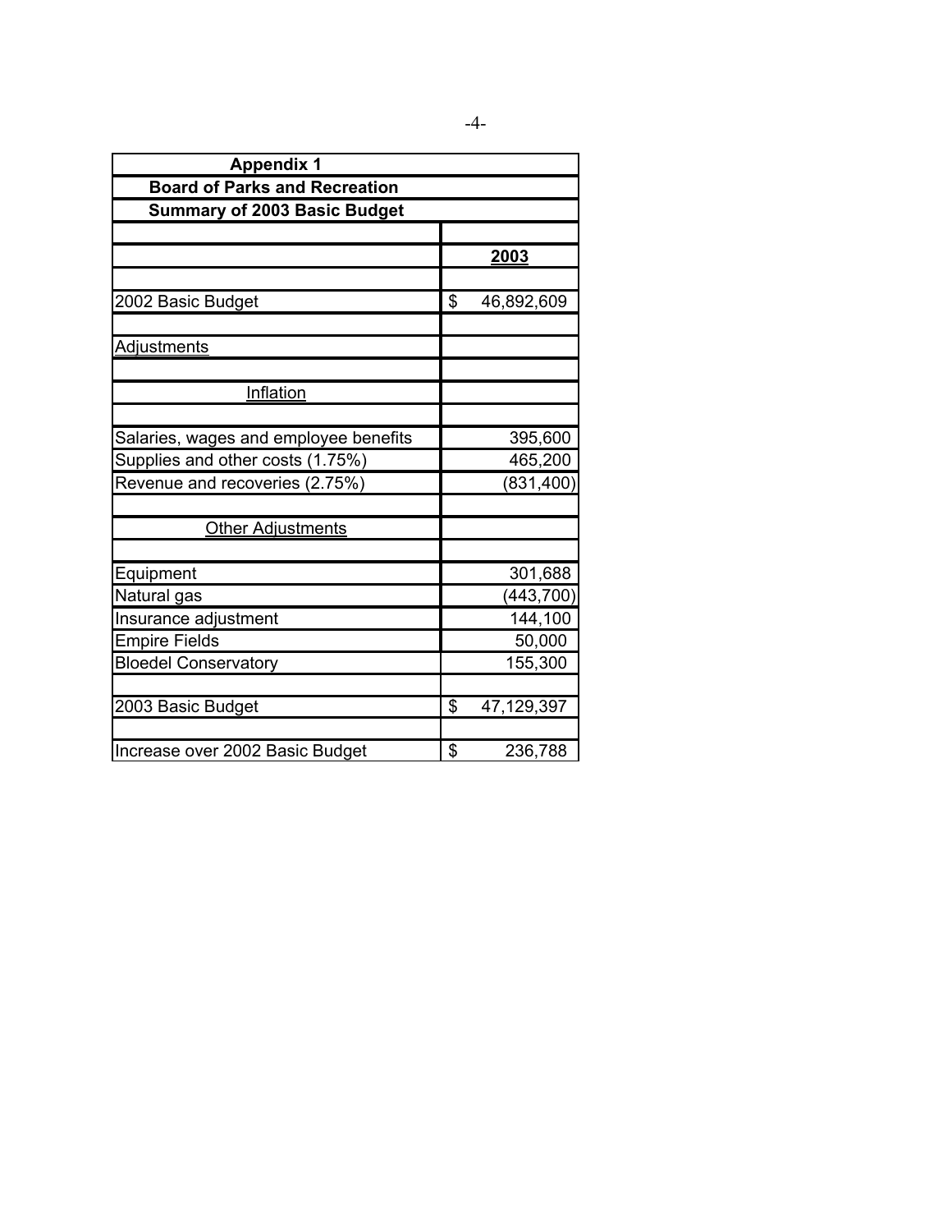| Appendix 1 | |
|---|---|
| **Board of Parks and Recreation** | |
| **Summary of 2003 Basic Budget** | |
| | |
| | **2003** |
| | |
| 2002 Basic Budget | $ 46,892,609 |
| | |
| Adjustments | |
| | |
| Inflation | |
| | |
| Salaries, wages and employee benefits | 395,600 |
| Supplies and other costs (1.75%) | 465,200 |
| Revenue and recoveries (2.75%) | (831,400) |
| | |
| Other Adjustments | |
| | |
| Equipment | 301,688 |
| Natural gas | (443,700) |
| Insurance adjustment | 144,100 |
| Empire Fields | 50,000 |
| Bloedel Conservatory | 155,300 |
| | |
| 2003 Basic Budget | $ 47,129,397 |
| | |
| Increase over 2002 Basic Budget | $ 236,788 |